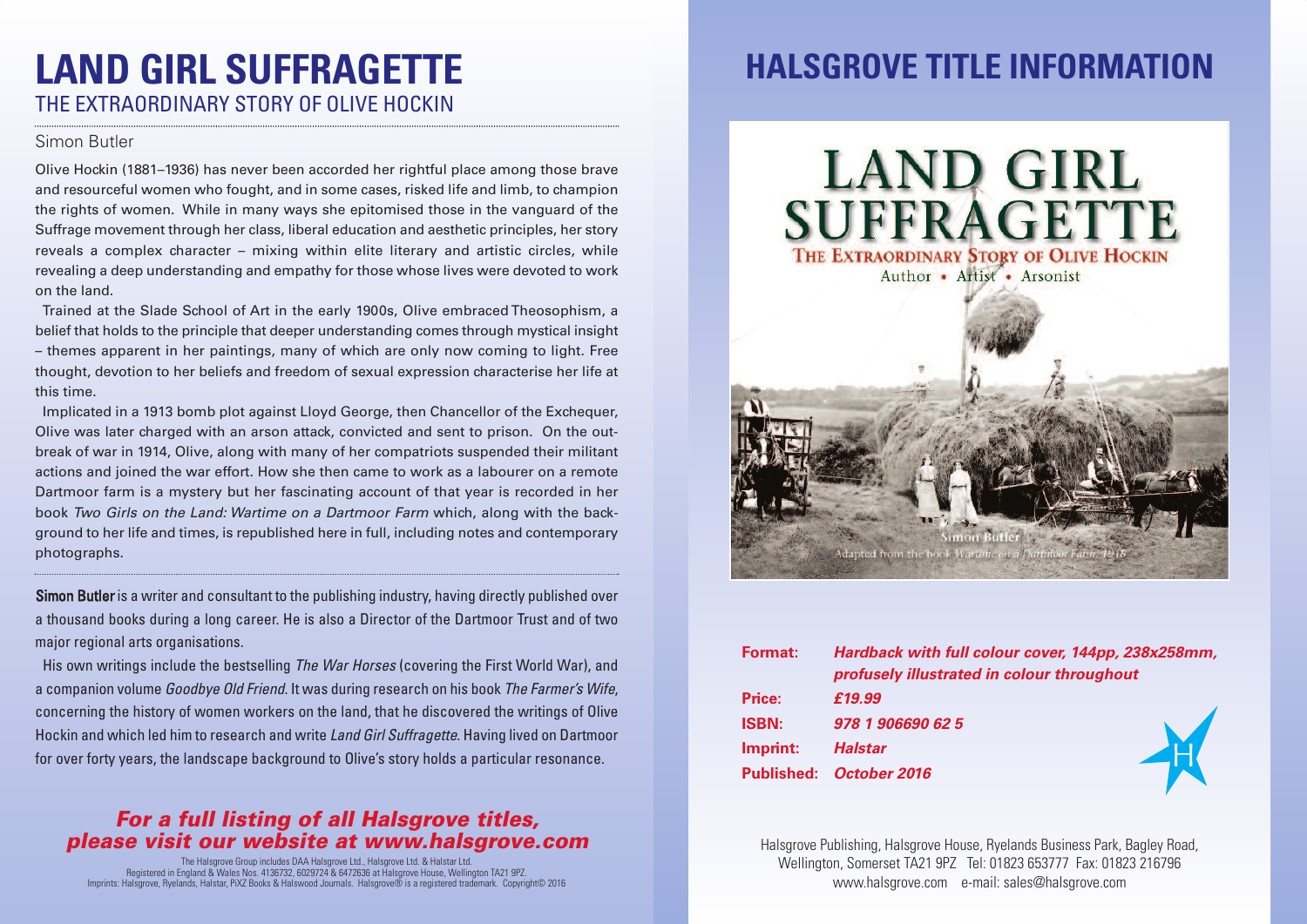# LAND GIRL SUFFRAGETTE

## THE EXTRAORDINARY STORY OF OLIVE HOCKIN

Simon Butler

Olive Hockin (1881–1936) has never been accorded her rightful place among those brave and resourceful women who fought, and in some cases, risked life and limb, to champion the rights of women. While in many ways she epitomised those in the vanguard of the Suffrage movement through her class, liberal education and aesthetic principles, her story reveals a complex character – mixing within elite literary and artistic circles, while revealing a deep understanding and empathy for those whose lives were devoted to work on the land.

Trained at the Slade School of Art in the early 1900s, Olive embraced Theosophism, a belief that holds to the principle that deeper understanding comes through mystical insight – themes apparent in her paintings, many of which are only now coming to light. Free thought, devotion to her beliefs and freedom of sexual expression characterise her life at this time.

Implicated in a 1913 bomb plot against Lloyd George, then Chancellor of the Exchequer, Olive was later charged with an arson attack, convicted and sent to prison. On the outbreak of war in 1914, Olive, along with many of her compatriots suspended their militant actions and joined the war effort. How she then came to work as a labourer on a remote Dartmoor farm is a mystery but her fascinating account of that year is recorded in her book *Two Girls on the Land: Wartime on a Dartmoor Farm* which, along with the background to her life and times, is republished here in full, including notes and contemporary photographs.

**Simon Butler** is a writer and consultant to the publishing industry, having directly published over a thousand books during a long career. He is also a Director of the Dartmoor Trust and of two major regional arts organisations.

His own writings include the bestselling *The War Horses* (covering the First World War), and a companion volume *Goodbye Old Friend*. It was during research on his book *The Farmer's Wife*, concerning the history of women workers on the land, that he discovered the writings of Olive Hockin and which led him to research and write *Land Girl Suffragette*. Having lived on Dartmoor for over forty years, the landscape background to Olive's story holds a particular resonance.

***For a full listing of all Halsgrove titles, please visit our website at www.halsgrove.com***

The Halsgrove Group includes DAA Halsgrove Ltd., Halsgrove Ltd. & Halstar Ltd.
Registered in England & Wales Nos. 4136732, 6029724 & 6472636 at Halsgrove House, Wellington TA21 9PZ.
Imprints: Halsgrove, Ryelands, Halstar, PiXZ Books & Halswood Journals. Halsgrove® is a registered trademark. Copyright© 2016

# HALSGROVE TITLE INFORMATION

LAND GIRL SUFFRAGETTE
THE EXTRAORDINARY STORY OF OLIVE HOCKIN
Author • Artist • Arsonist
Simon Butler
Adapted from the book Wartime on a Dartmoor Farm, 1918

| | |
|---|---|
| **Format:** | ***Hardback with full colour cover, 144pp, 238x258mm, profusely illustrated in colour throughout*** |
| **Price:** | ***£19.99*** |
| **ISBN:** | ***978 1 906690 62 5*** |
| **Imprint:** | ***Halstar*** |
| **Published:** | ***October 2016*** |

Halsgrove Publishing, Halsgrove House, Ryelands Business Park, Bagley Road, Wellington, Somerset TA21 9PZ Tel: 01823 653777 Fax: 01823 216796
www.halsgrove.com e-mail: sales@halsgrove.com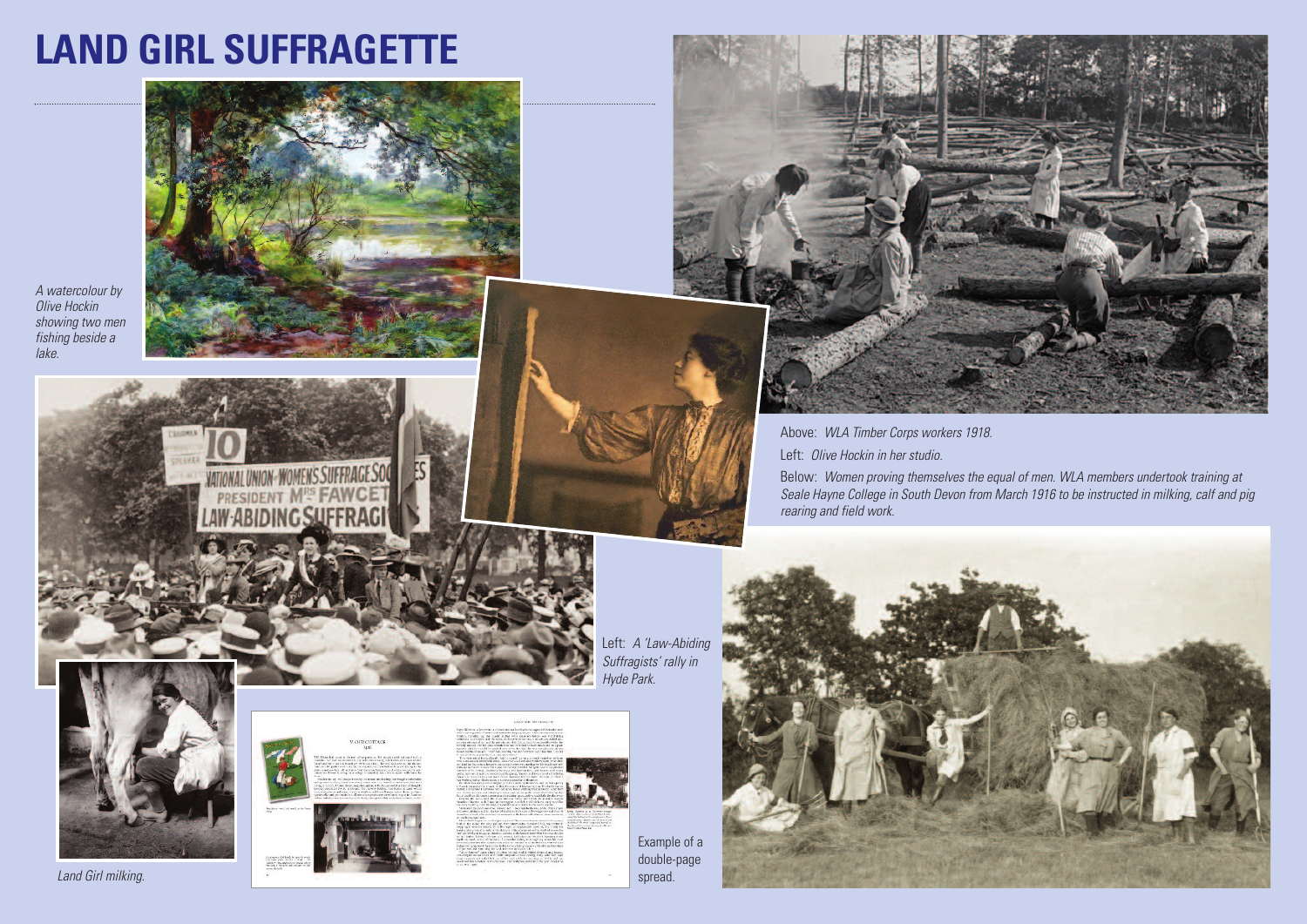# LAND GIRL SUFFRAGETTE

*A watercolour by Olive Hockin showing two men fishing beside a lake.*

Above: *WLA Timber Corps workers 1918.*

Left: *Olive Hockin in her studio.*

Below: *Women proving themselves the equal of men. WLA members undertook training at Seale Hayne College in South Devon from March 1916 to be instructed in milking, calf and pig rearing and field work.*

Left: *A 'Law-Abiding Suffragists' rally in Hyde Park.*

*Land Girl milking.*

Example of a double-page spread.